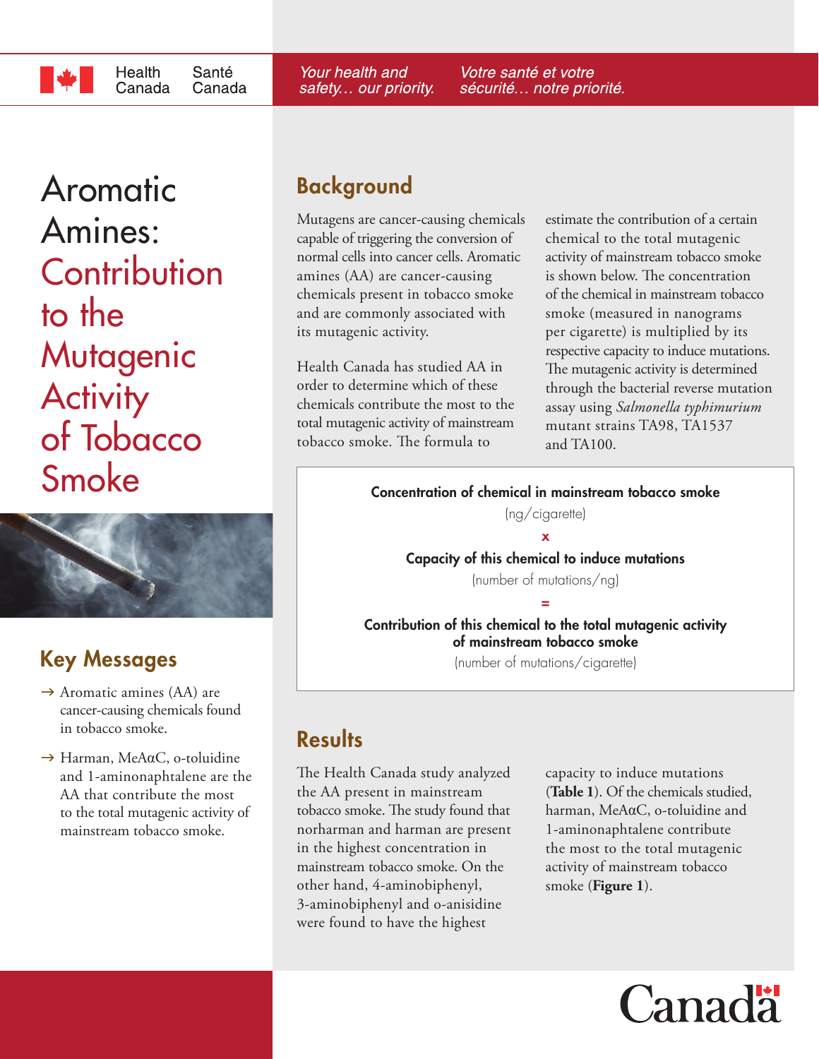# Aromatic Amines: Contribution to the Mutagenic Activity of Tobacco Smoke

## Key Messages

- Aromatic amines (AA) are cancer-causing chemicals found in tobacco smoke.
- Harman, MeAαC, o-toluidine and 1-aminonaphtalene are the AA that contribute the most to the total mutagenic activity of mainstream tobacco smoke.

## Background

Mutagens are cancer-causing chemicals capable of triggering the conversion of normal cells into cancer cells. Aromatic amines (AA) are cancer-causing chemicals present in tobacco smoke and are commonly associated with its mutagenic activity.

Health Canada has studied AA in order to determine which of these chemicals contribute the most to the total mutagenic activity of mainstream tobacco smoke. The formula to estimate the contribution of a certain chemical to the total mutagenic activity of mainstream tobacco smoke is shown below. The concentration of the chemical in mainstream tobacco smoke (measured in nanograms per cigarette) is multiplied by its respective capacity to induce mutations. The mutagenic activity is determined through the bacterial reverse mutation assay using *Salmonella typhimurium* mutant strains TA98, TA1537 and TA100.

**Concentration of chemical in mainstream tobacco smoke**
(ng/cigarette)

**x**

**Capacity of this chemical to induce mutations**
(number of mutations/ng)

**=**

**Contribution of this chemical to the total mutagenic activity of mainstream tobacco smoke**
(number of mutations/cigarette)

## Results

The Health Canada study analyzed the AA present in mainstream tobacco smoke. The study found that norharman and harman are present in the highest concentration in mainstream tobacco smoke. On the other hand, 4-aminobiphenyl, 3-aminobiphenyl and o-anisidine were found to have the highest capacity to induce mutations (**Table 1**). Of the chemicals studied, harman, MeAαC, o-toluidine and 1-aminonaphtalene contribute the most to the total mutagenic activity of mainstream tobacco smoke (**Figure 1**).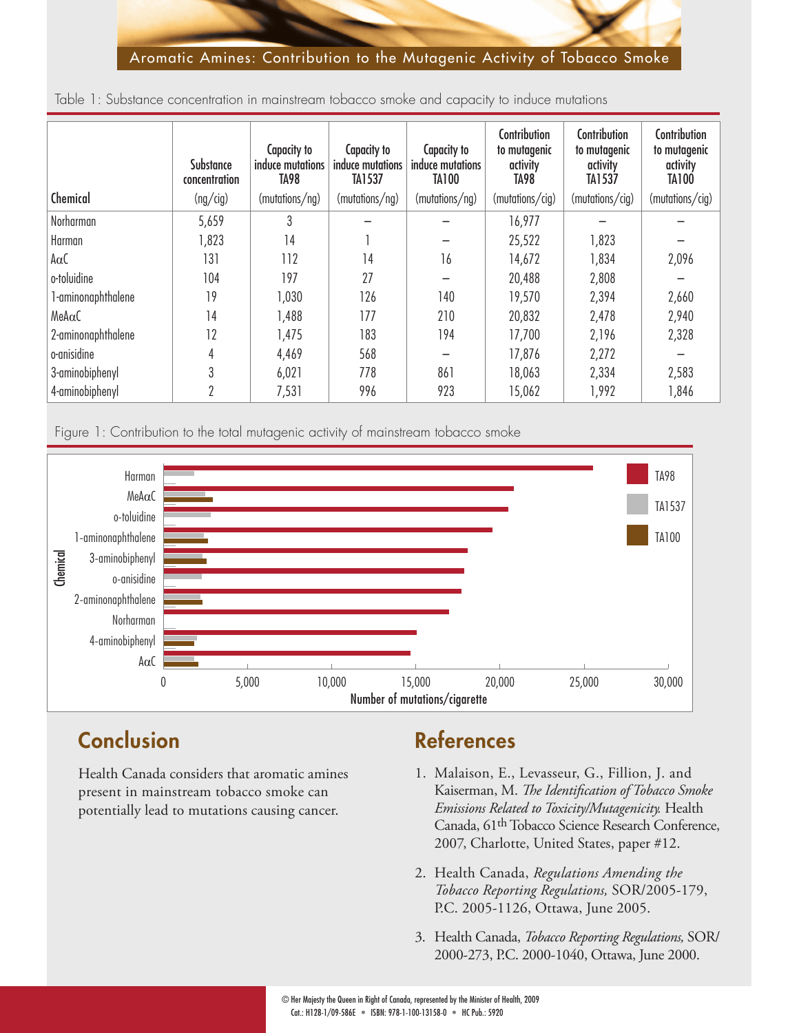Table 1: Substance concentration in mainstream tobacco smoke and capacity to induce mutations

| Chemical | Substance concentration (ng/cig) | Capacity to induce mutations TA98 (mutations/ng) | Capacity to induce mutations TA1537 (mutations/ng) | Capacity to induce mutations TA100 (mutations/ng) | Contribution to mutagenic activity TA98 (mutations/cig) | Contribution to mutagenic activity TA1537 (mutations/cig) | Contribution to mutagenic activity TA100 (mutations/cig) |
|---|---|---|---|---|---|---|---|
| Norharman | 5,659 | 3 | – | – | 16,977 | – | – |
| Harman | 1,823 | 14 | 1 | – | 25,522 | 1,823 | – |
| AαC | 131 | 112 | 14 | 16 | 14,672 | 1,834 | 2,096 |
| o-toluidine | 104 | 197 | 27 | – | 20,488 | 2,808 | – |
| 1-aminonaphthalene | 19 | 1,030 | 126 | 140 | 19,570 | 2,394 | 2,660 |
| MeAαC | 14 | 1,488 | 177 | 210 | 20,832 | 2,478 | 2,940 |
| 2-aminonaphthalene | 12 | 1,475 | 183 | 194 | 17,700 | 2,196 | 2,328 |
| o-anisidine | 4 | 4,469 | 568 | – | 17,876 | 2,272 | – |
| 3-aminobiphenyl | 3 | 6,021 | 778 | 861 | 18,063 | 2,334 | 2,583 |
| 4-aminobiphenyl | 2 | 7,531 | 996 | 923 | 15,062 | 1,992 | 1,846 |

Figure 1: Contribution to the total mutagenic activity of mainstream tobacco smoke

Chemical

Harman
MeAαC
o-toluidine
1-aminonaphthalene
3-aminobiphenyl
o-anisidine
2-aminonaphthalene
Norharman
4-aminobiphenyl
AαC

TA98
TA1537
TA100

0
5,000
10,000
15,000
20,000
25,000
30,000

Number of mutations/cigarette

## Conclusion

Health Canada considers that aromatic amines present in mainstream tobacco smoke can potentially lead to mutations causing cancer.

## References

1. Malaison, E., Levasseur, G., Fillion, J. and Kaiserman, M. *The Identification of Tobacco Smoke Emissions Related to Toxicity/Mutagenicity.* Health Canada, 61th Tobacco Science Research Conference, 2007, Charlotte, United States, paper #12.
2. Health Canada, *Regulations Amending the Tobacco Reporting Regulations,* SOR/2005-179, P.C. 2005-1126, Ottawa, June 2005.
3. Health Canada, *Tobacco Reporting Regulations,* SOR/2000-273, P.C. 2000-1040, Ottawa, June 2000.

© Her Majesty the Queen in Right of Canada, represented by the Minister of Health, 2009
Cat.: H128-1/09-586E • ISBN: 978-1-100-13158-0 • HC Pub.: 5920